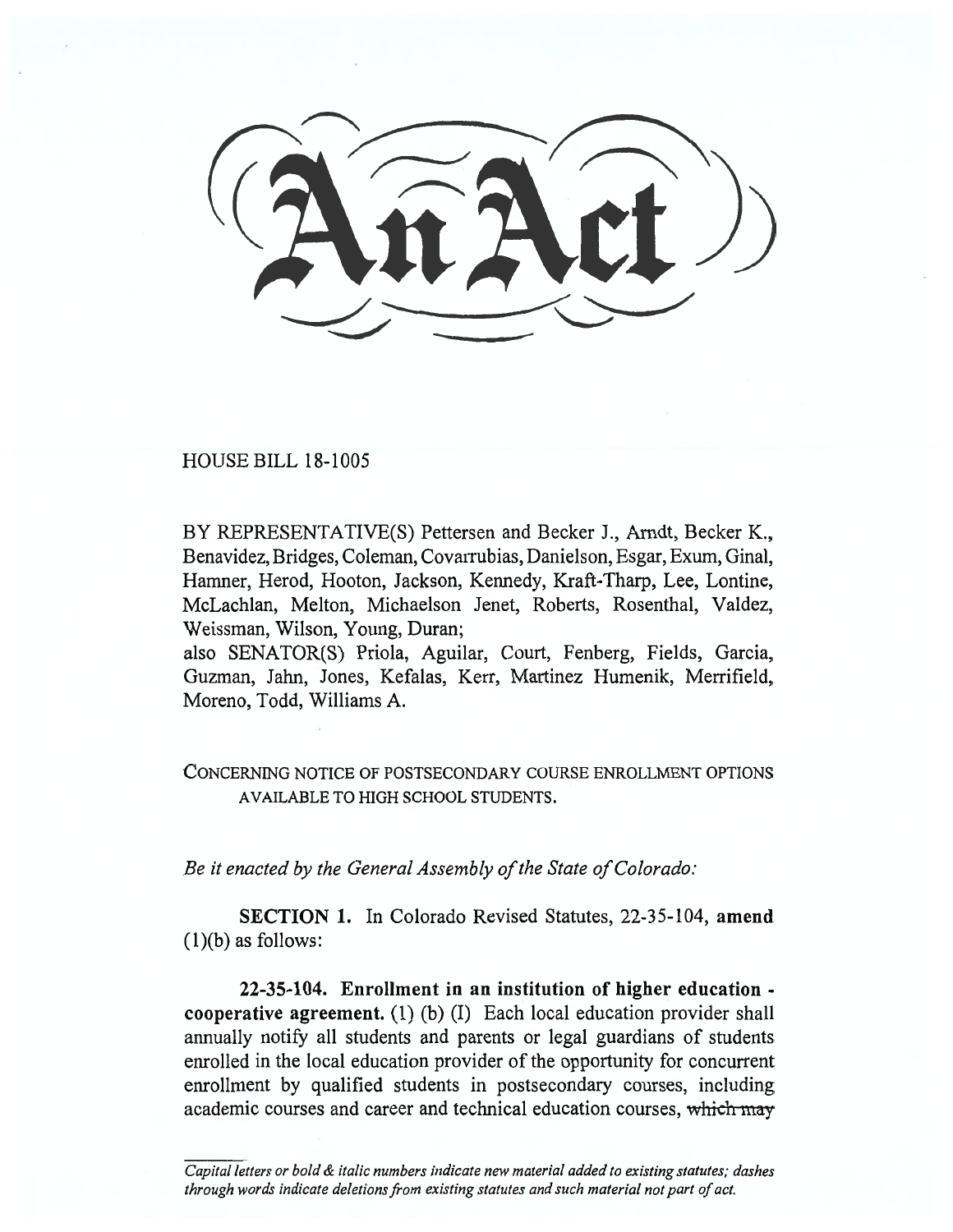# An Act

HOUSE BILL 18-1005

BY REPRESENTATIVE(S) Pettersen and Becker J., Arndt, Becker K., Benavidez, Bridges, Coleman, Covarrubias, Danielson, Esgar, Exum, Ginal, Hamner, Herod, Hooton, Jackson, Kennedy, Kraft-Tharp, Lee, Lontine, McLachlan, Melton, Michaelson Jenet, Roberts, Rosenthal, Valdez, Weissman, Wilson, Young, Duran;
also SENATOR(S) Priola, Aguilar, Court, Fenberg, Fields, Garcia, Guzman, Jahn, Jones, Kefalas, Kerr, Martinez Humenik, Merrifield, Moreno, Todd, Williams A.

CONCERNING NOTICE OF POSTSECONDARY COURSE ENROLLMENT OPTIONS AVAILABLE TO HIGH SCHOOL STUDENTS.

*Be it enacted by the General Assembly of the State of Colorado:*

**SECTION 1.** In Colorado Revised Statutes, 22-35-104, **amend** (1)(b) as follows:

**22-35-104. Enrollment in an institution of higher education - cooperative agreement.** (1) (b) (I) Each local education provider shall annually notify all students and parents or legal guardians of students enrolled in the local education provider of the opportunity for concurrent enrollment by qualified students in postsecondary courses, including academic courses and career and technical education courses, ~~which may~~

*Capital letters or bold & italic numbers indicate new material added to existing statutes; dashes through words indicate deletions from existing statutes and such material not part of act.*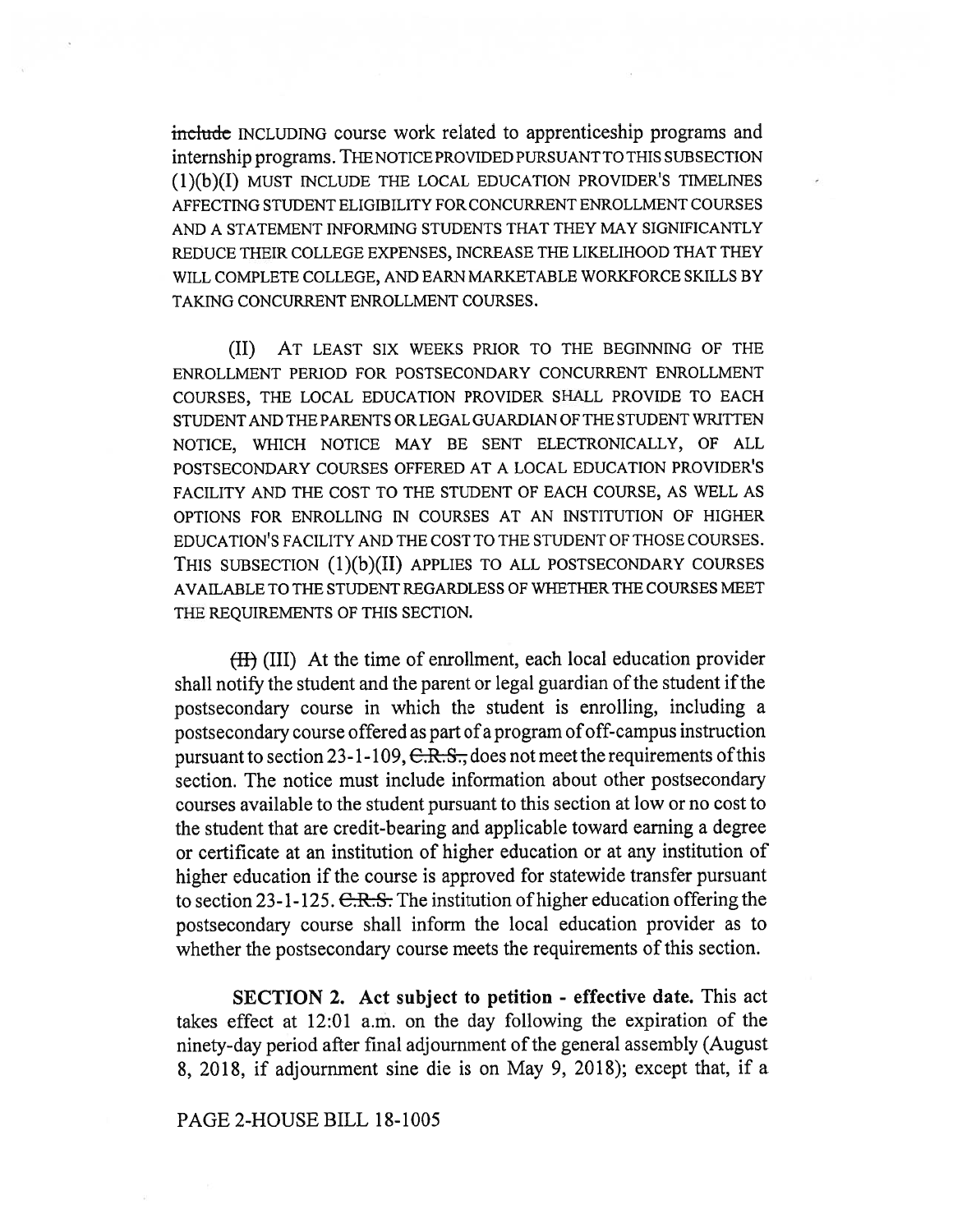~~include~~ INCLUDING course work related to apprenticeship programs and internship programs. THE NOTICE PROVIDED PURSUANT TO THIS SUBSECTION (1)(b)(I) MUST INCLUDE THE LOCAL EDUCATION PROVIDER'S TIMELINES AFFECTING STUDENT ELIGIBILITY FOR CONCURRENT ENROLLMENT COURSES AND A STATEMENT INFORMING STUDENTS THAT THEY MAY SIGNIFICANTLY REDUCE THEIR COLLEGE EXPENSES, INCREASE THE LIKELIHOOD THAT THEY WILL COMPLETE COLLEGE, AND EARN MARKETABLE WORKFORCE SKILLS BY TAKING CONCURRENT ENROLLMENT COURSES.

(II) AT LEAST SIX WEEKS PRIOR TO THE BEGINNING OF THE ENROLLMENT PERIOD FOR POSTSECONDARY CONCURRENT ENROLLMENT COURSES, THE LOCAL EDUCATION PROVIDER SHALL PROVIDE TO EACH STUDENT AND THE PARENTS OR LEGAL GUARDIAN OF THE STUDENT WRITTEN NOTICE, WHICH NOTICE MAY BE SENT ELECTRONICALLY, OF ALL POSTSECONDARY COURSES OFFERED AT A LOCAL EDUCATION PROVIDER'S FACILITY AND THE COST TO THE STUDENT OF EACH COURSE, AS WELL AS OPTIONS FOR ENROLLING IN COURSES AT AN INSTITUTION OF HIGHER EDUCATION'S FACILITY AND THE COST TO THE STUDENT OF THOSE COURSES. THIS SUBSECTION (1)(b)(II) APPLIES TO ALL POSTSECONDARY COURSES AVAILABLE TO THE STUDENT REGARDLESS OF WHETHER THE COURSES MEET THE REQUIREMENTS OF THIS SECTION.

~~(II)~~ (III) At the time of enrollment, each local education provider shall notify the student and the parent or legal guardian of the student if the postsecondary course in which the student is enrolling, including a postsecondary course offered as part of a program of off-campus instruction pursuant to section 23-1-109, ~~C.R.S.,~~ does not meet the requirements of this section. The notice must include information about other postsecondary courses available to the student pursuant to this section at low or no cost to the student that are credit-bearing and applicable toward earning a degree or certificate at an institution of higher education or at any institution of higher education if the course is approved for statewide transfer pursuant to section 23-1-125. ~~C.R.S.~~ The institution of higher education offering the postsecondary course shall inform the local education provider as to whether the postsecondary course meets the requirements of this section.

**SECTION 2. Act subject to petition - effective date.** This act takes effect at 12:01 a.m. on the day following the expiration of the ninety-day period after final adjournment of the general assembly (August 8, 2018, if adjournment sine die is on May 9, 2018); except that, if a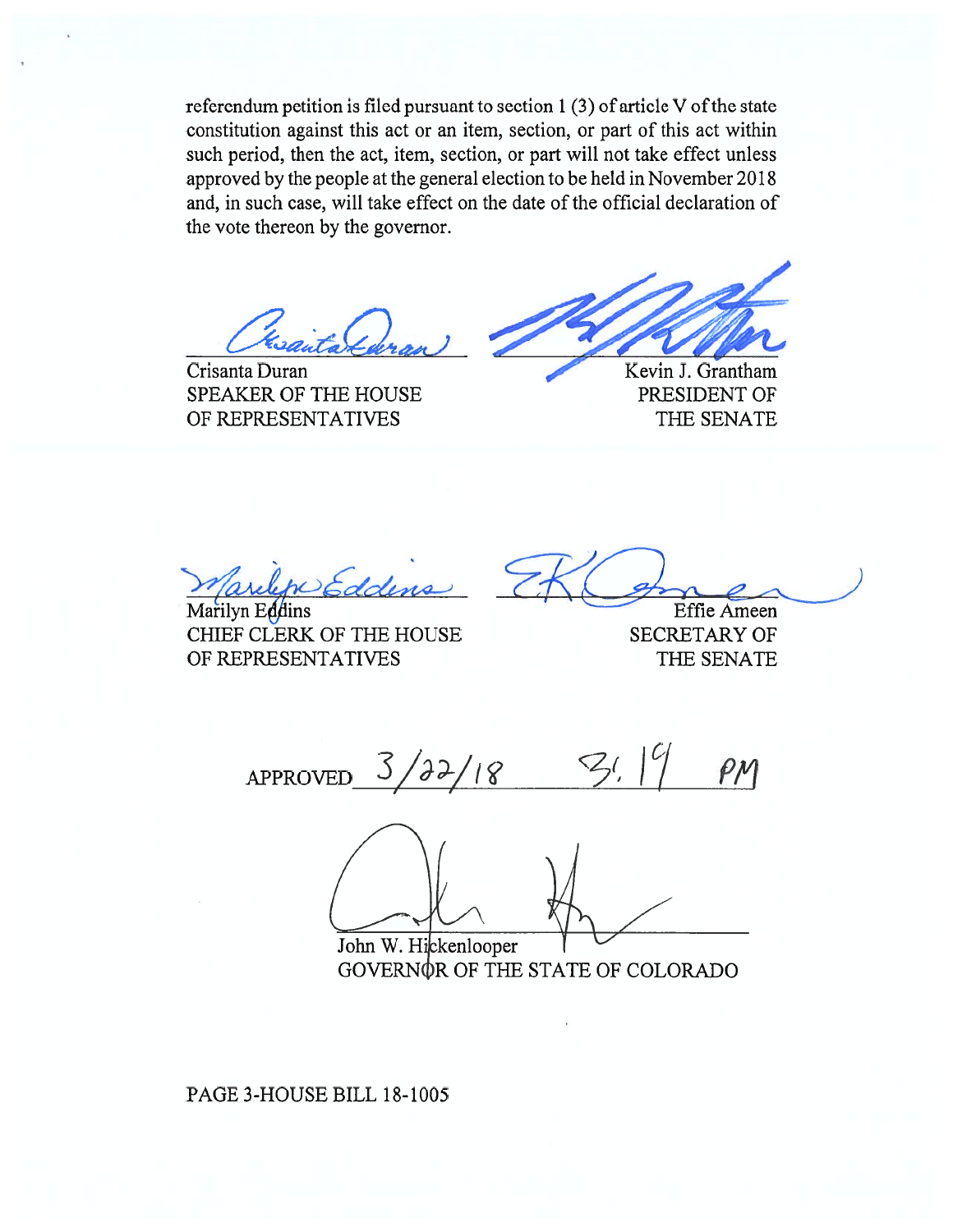referendum petition is filed pursuant to section 1 (3) of article V of the state constitution against this act or an item, section, or part of this act within such period, then the act, item, section, or part will not take effect unless approved by the people at the general election to be held in November 2018 and, in such case, will take effect on the date of the official declaration of the vote thereon by the governor.

Crisanta Duran
SPEAKER OF THE HOUSE
OF REPRESENTATIVES

Kevin J. Grantham
PRESIDENT OF
THE SENATE

Marilyn Eddins
CHIEF CLERK OF THE HOUSE
OF REPRESENTATIVES

Effie Ameen
SECRETARY OF
THE SENATE

APPROVED 3/22/18 3:19 PM

John W. Hickenlooper
GOVERNOR OF THE STATE OF COLORADO

PAGE 3-HOUSE BILL 18-1005